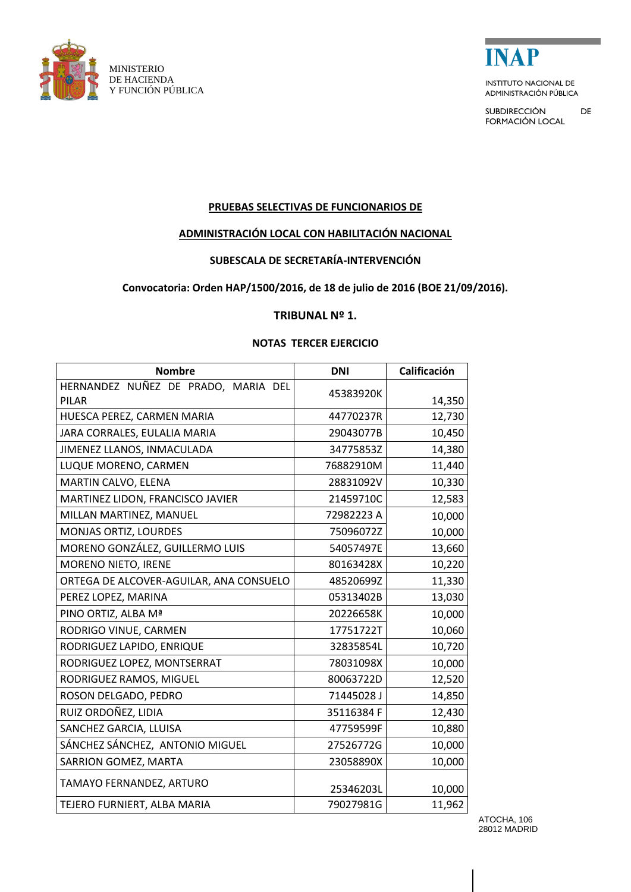MINISTERIO
DE HACIENDA
Y FUNCIÓN PÚBLICA

INAP

INSTITUTO NACIONAL DE ADMINISTRACIÓN PÚBLICA

SUBDIRECCIÓN DE FORMACIÓN LOCAL

**PRUEBAS SELECTIVAS DE FUNCIONARIOS DE**

**ADMINISTRACIÓN LOCAL CON HABILITACIÓN NACIONAL**

**SUBESCALA DE SECRETARÍA-INTERVENCIÓN**

**Convocatoria: Orden HAP/1500/2016, de 18 de julio de 2016 (BOE 21/09/2016).**

**TRIBUNAL Nº 1.**

**NOTAS TERCER EJERCICIO**

| Nombre | DNI | Calificación |
|---|---|---|
| HERNANDEZ NUÑEZ DE PRADO, MARIA DEL PILAR | 45383920K | 14,350 |
| HUESCA PEREZ, CARMEN MARIA | 44770237R | 12,730 |
| JARA CORRALES, EULALIA MARIA | 29043077B | 10,450 |
| JIMENEZ LLANOS, INMACULADA | 34775853Z | 14,380 |
| LUQUE MORENO, CARMEN | 76882910M | 11,440 |
| MARTIN CALVO, ELENA | 28831092V | 10,330 |
| MARTINEZ LIDON, FRANCISCO JAVIER | 21459710C | 12,583 |
| MILLAN MARTINEZ, MANUEL | 72982223 A | 10,000 |
| MONJAS ORTIZ, LOURDES | 75096072Z | 10,000 |
| MORENO GONZÁLEZ, GUILLERMO LUIS | 54057497E | 13,660 |
| MORENO NIETO, IRENE | 80163428X | 10,220 |
| ORTEGA DE ALCOVER-AGUILAR, ANA CONSUELO | 48520699Z | 11,330 |
| PEREZ LOPEZ, MARINA | 05313402B | 13,030 |
| PINO ORTIZ, ALBA Mª | 20226658K | 10,000 |
| RODRIGO VINUE, CARMEN | 17751722T | 10,060 |
| RODRIGUEZ LAPIDO, ENRIQUE | 32835854L | 10,720 |
| RODRIGUEZ LOPEZ, MONTSERRAT | 78031098X | 10,000 |
| RODRIGUEZ RAMOS, MIGUEL | 80063722D | 12,520 |
| ROSON DELGADO, PEDRO | 71445028 J | 14,850 |
| RUIZ ORDOÑEZ, LIDIA | 35116384 F | 12,430 |
| SANCHEZ GARCIA, LLUISA | 47759599F | 10,880 |
| SÁNCHEZ SÁNCHEZ, ANTONIO MIGUEL | 27526772G | 10,000 |
| SARRION GOMEZ, MARTA | 23058890X | 10,000 |
| TAMAYO FERNANDEZ, ARTURO | 25346203L | 10,000 |
| TEJERO FURNIERT, ALBA MARIA | 79027981G | 11,962 |

ATOCHA, 106
28012 MADRID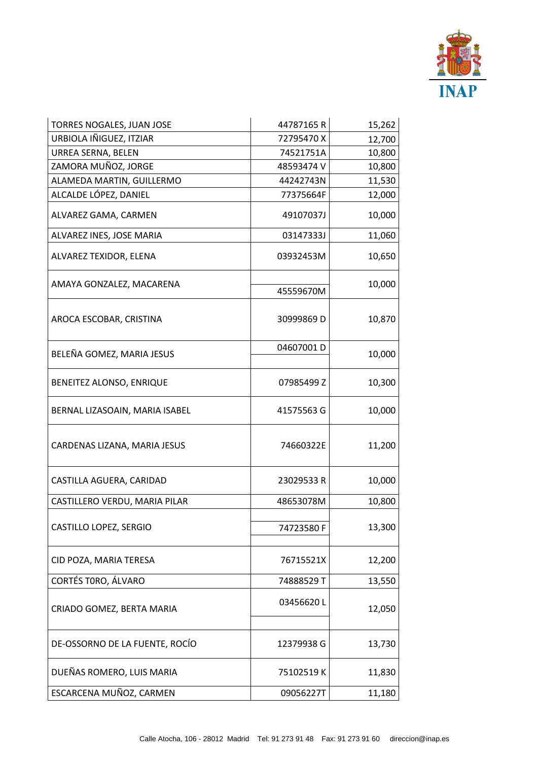| | | |
|---|---|---|
| TORRES NOGALES, JUAN JOSE | 44787165 R | 15,262 |
| URBIOLA IÑIGUEZ, ITZIAR | 72795470 X | 12,700 |
| URREA SERNA, BELEN | 74521751A | 10,800 |
| ZAMORA MUÑOZ, JORGE | 48593474 V | 10,800 |
| ALAMEDA MARTIN, GUILLERMO | 44242743N | 11,530 |
| ALCALDE LÓPEZ, DANIEL | 77375664F | 12,000 |
| ALVAREZ GAMA, CARMEN | 49107037J | 10,000 |
| ALVAREZ INES, JOSE MARIA | 03147333J | 11,060 |
| ALVAREZ TEXIDOR, ELENA | 03932453M | 10,650 |
| AMAYA GONZALEZ, MACARENA | 45559670M | 10,000 |
| AROCA ESCOBAR, CRISTINA | 30999869 D | 10,870 |
| BELEÑA GOMEZ, MARIA JESUS | 04607001 D | 10,000 |
| BENEITEZ ALONSO, ENRIQUE | 07985499 Z | 10,300 |
| BERNAL LIZASOAIN, MARIA ISABEL | 41575563 G | 10,000 |
| CARDENAS LIZANA, MARIA JESUS | 74660322E | 11,200 |
| CASTILLA AGUERA, CARIDAD | 23029533 R | 10,000 |
| CASTILLERO VERDU, MARIA PILAR | 48653078M | 10,800 |
| CASTILLO LOPEZ, SERGIO | 74723580 F | 13,300 |
| CID POZA, MARIA TERESA | 76715521X | 12,200 |
| CORTÉS TORO, ÁLVARO | 74888529 T | 13,550 |
| CRIADO GOMEZ, BERTA MARIA | 03456620 L | 12,050 |
| DE-OSSORNO DE LA FUENTE, ROCÍO | 12379938 G | 13,730 |
| DUEÑAS ROMERO, LUIS MARIA | 75102519 K | 11,830 |
| ESCARCENA MUÑOZ, CARMEN | 09056227T | 11,180 |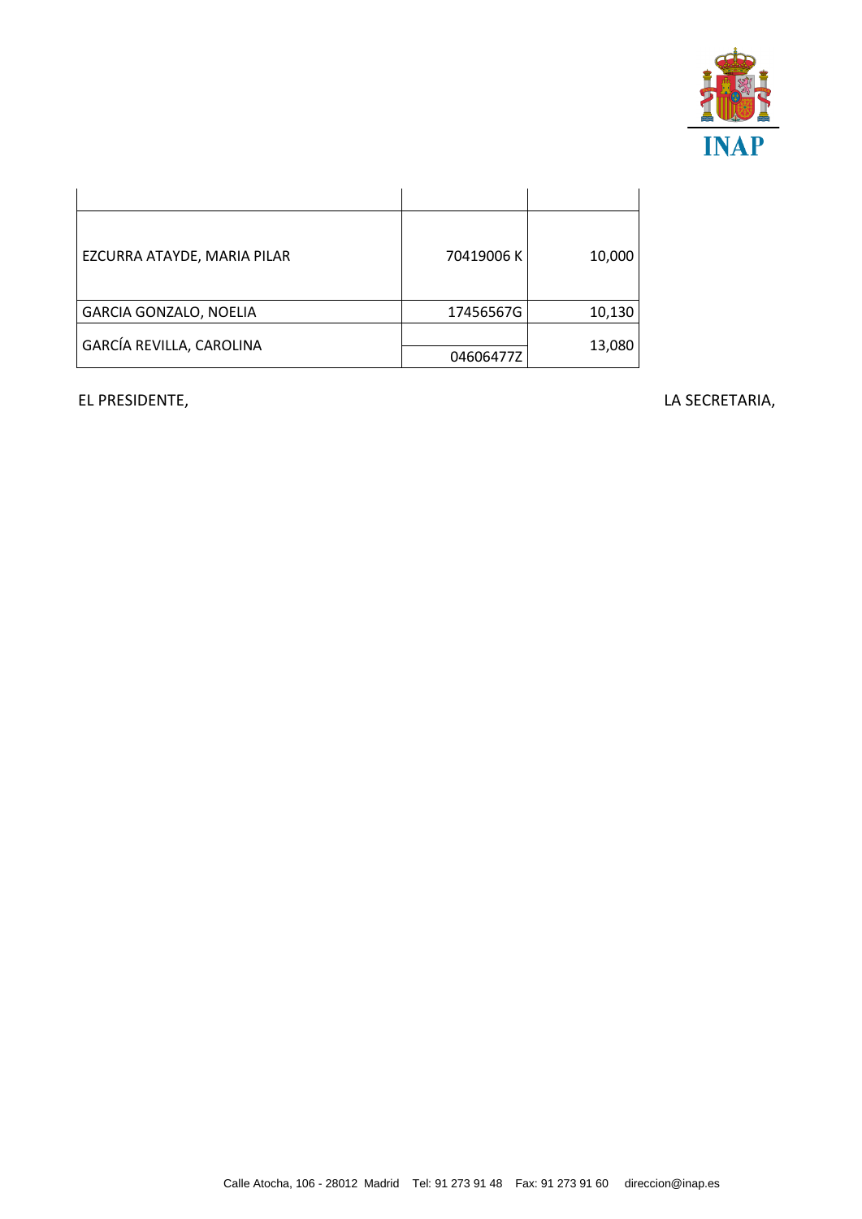| | | |
|---|---|---|
| EZCURRA ATAYDE, MARIA PILAR | 70419006 K | 10,000 |
| GARCIA GONZALO, NOELIA | 17456567G | 10,130 |
| GARCÍA REVILLA, CAROLINA | 04606477Z | 13,080 |

EL PRESIDENTE,

LA SECRETARIA,

Calle Atocha, 106 - 28012 Madrid Tel: 91 273 91 48 Fax: 91 273 91 60 direccion@inap.es